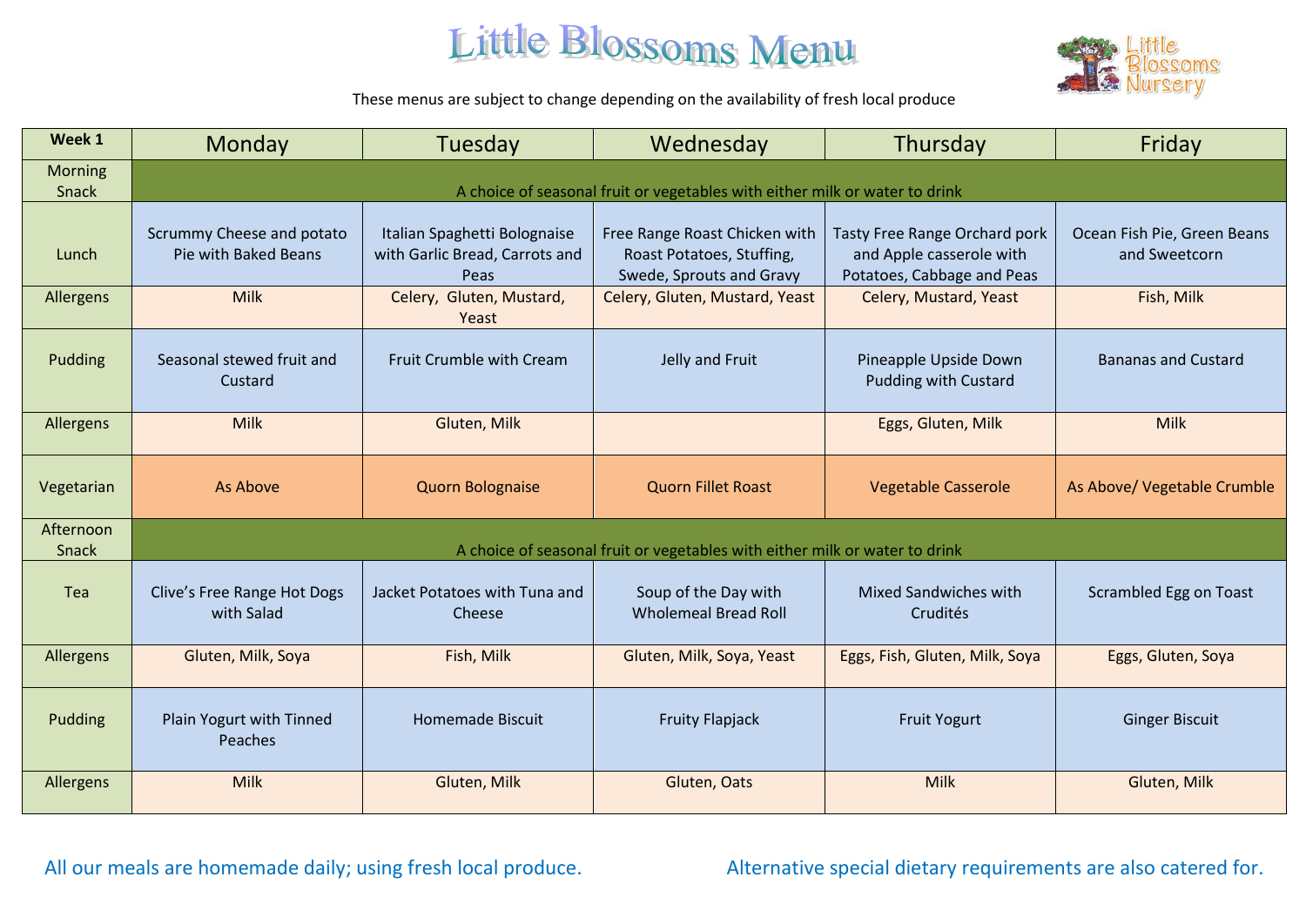# Little Blossoms Menu

Little Blossoms Nursery

These menus are subject to change depending on the availability of fresh local produce

| Week 1 | Monday | Tuesday | Wednesday | Thursday | Friday |
|---|---|---|---|---|---|
| Morning Snack | A choice of seasonal fruit or vegetables with either milk or water to drink | | | | |
| Lunch | Scrummy Cheese and potato Pie with Baked Beans | Italian Spaghetti Bolognaise with Garlic Bread, Carrots and Peas | Free Range Roast Chicken with Roast Potatoes, Stuffing, Swede, Sprouts and Gravy | Tasty Free Range Orchard pork and Apple casserole with Potatoes, Cabbage and Peas | Ocean Fish Pie, Green Beans and Sweetcorn |
| Allergens | Milk | Celery, Gluten, Mustard, Yeast | Celery, Gluten, Mustard, Yeast | Celery, Mustard, Yeast | Fish, Milk |
| Pudding | Seasonal stewed fruit and Custard | Fruit Crumble with Cream | Jelly and Fruit | Pineapple Upside Down Pudding with Custard | Bananas and Custard |
| Allergens | Milk | Gluten, Milk | | Eggs, Gluten, Milk | Milk |
| Vegetarian | As Above | Quorn Bolognaise | Quorn Fillet Roast | Vegetable Casserole | As Above/ Vegetable Crumble |
| Afternoon Snack | A choice of seasonal fruit or vegetables with either milk or water to drink | | | | |
| Tea | Clive's Free Range Hot Dogs with Salad | Jacket Potatoes with Tuna and Cheese | Soup of the Day with Wholemeal Bread Roll | Mixed Sandwiches with Crudités | Scrambled Egg on Toast |
| Allergens | Gluten, Milk, Soya | Fish, Milk | Gluten, Milk, Soya, Yeast | Eggs, Fish, Gluten, Milk, Soya | Eggs, Gluten, Soya |
| Pudding | Plain Yogurt with Tinned Peaches | Homemade Biscuit | Fruity Flapjack | Fruit Yogurt | Ginger Biscuit |
| Allergens | Milk | Gluten, Milk | Gluten, Oats | Milk | Gluten, Milk |

All our meals are homemade daily; using fresh local produce.

Alternative special dietary requirements are also catered for.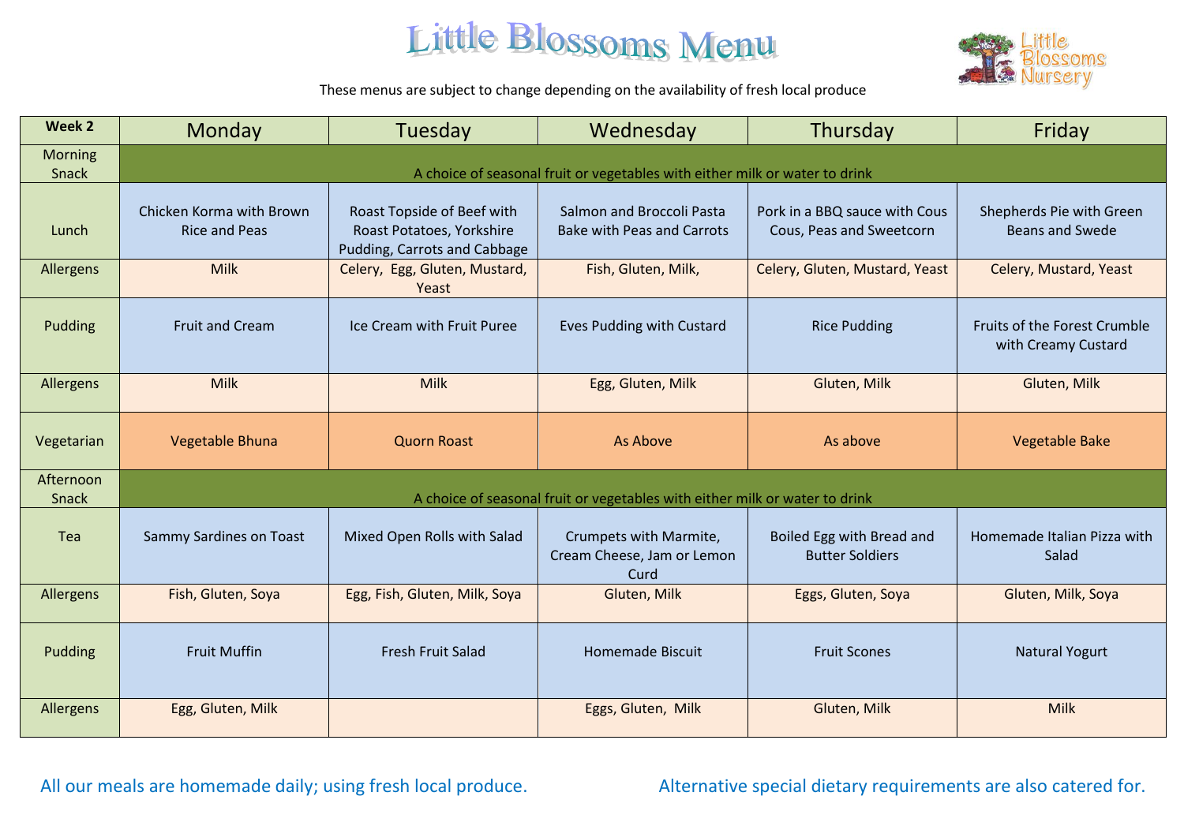# Little Blossoms Menu

These menus are subject to change depending on the availability of fresh local produce

| Week 2 | Monday | Tuesday | Wednesday | Thursday | Friday |
|---|---|---|---|---|---|
| Morning Snack | A choice of seasonal fruit or vegetables with either milk or water to drink | | | | |
| Lunch | Chicken Korma with Brown Rice and Peas | Roast Topside of Beef with Roast Potatoes, Yorkshire Pudding, Carrots and Cabbage | Salmon and Broccoli Pasta Bake with Peas and Carrots | Pork in a BBQ sauce with Cous Cous, Peas and Sweetcorn | Shepherds Pie with Green Beans and Swede |
| Allergens | Milk | Celery, Egg, Gluten, Mustard, Yeast | Fish, Gluten, Milk, | Celery, Gluten, Mustard, Yeast | Celery, Mustard, Yeast |
| Pudding | Fruit and Cream | Ice Cream with Fruit Puree | Eves Pudding with Custard | Rice Pudding | Fruits of the Forest Crumble with Creamy Custard |
| Allergens | Milk | Milk | Egg, Gluten, Milk | Gluten, Milk | Gluten, Milk |
| Vegetarian | Vegetable Bhuna | Quorn Roast | As Above | As above | Vegetable Bake |
| Afternoon Snack | A choice of seasonal fruit or vegetables with either milk or water to drink | | | | |
| Tea | Sammy Sardines on Toast | Mixed Open Rolls with Salad | Crumpets with Marmite, Cream Cheese, Jam or Lemon Curd | Boiled Egg with Bread and Butter Soldiers | Homemade Italian Pizza with Salad |
| Allergens | Fish, Gluten, Soya | Egg, Fish, Gluten, Milk, Soya | Gluten, Milk | Eggs, Gluten, Soya | Gluten, Milk, Soya |
| Pudding | Fruit Muffin | Fresh Fruit Salad | Homemade Biscuit | Fruit Scones | Natural Yogurt |
| Allergens | Egg, Gluten, Milk | | Eggs, Gluten, Milk | Gluten, Milk | Milk |

All our meals are homemade daily; using fresh local produce.

Alternative special dietary requirements are also catered for.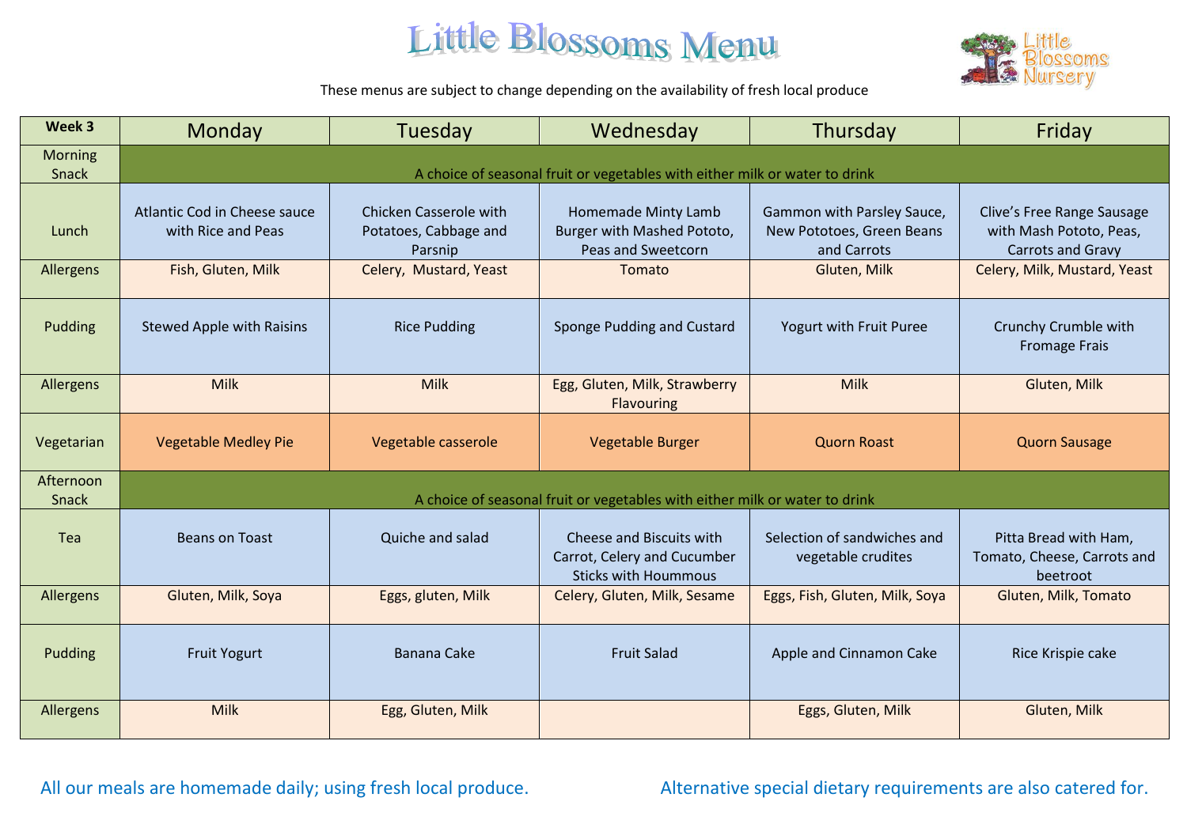# Little Blossoms Menu

These menus are subject to change depending on the availability of fresh local produce

| Week 3 | Monday | Tuesday | Wednesday | Thursday | Friday |
|---|---|---|---|---|---|
| Morning Snack | A choice of seasonal fruit or vegetables with either milk or water to drink | | | | |
| Lunch | Atlantic Cod in Cheese sauce with Rice and Peas | Chicken Casserole with Potatoes, Cabbage and Parsnip | Homemade Minty Lamb Burger with Mashed Pototo, Peas and Sweetcorn | Gammon with Parsley Sauce, New Pototoes, Green Beans and Carrots | Clive's Free Range Sausage with Mash Pototo, Peas, Carrots and Gravy |
| Allergens | Fish, Gluten, Milk | Celery, Mustard, Yeast | Tomato | Gluten, Milk | Celery, Milk, Mustard, Yeast |
| Pudding | Stewed Apple with Raisins | Rice Pudding | Sponge Pudding and Custard | Yogurt with Fruit Puree | Crunchy Crumble with Fromage Frais |
| Allergens | Milk | Milk | Egg, Gluten, Milk, Strawberry Flavouring | Milk | Gluten, Milk |
| Vegetarian | Vegetable Medley Pie | Vegetable casserole | Vegetable Burger | Quorn Roast | Quorn Sausage |
| Afternoon Snack | A choice of seasonal fruit or vegetables with either milk or water to drink | | | | |
| Tea | Beans on Toast | Quiche and salad | Cheese and Biscuits with Carrot, Celery and Cucumber Sticks with Hoummous | Selection of sandwiches and vegetable crudites | Pitta Bread with Ham, Tomato, Cheese, Carrots and beetroot |
| Allergens | Gluten, Milk, Soya | Eggs, gluten, Milk | Celery, Gluten, Milk, Sesame | Eggs, Fish, Gluten, Milk, Soya | Gluten, Milk, Tomato |
| Pudding | Fruit Yogurt | Banana Cake | Fruit Salad | Apple and Cinnamon Cake | Rice Krispie cake |
| Allergens | Milk | Egg, Gluten, Milk | | Eggs, Gluten, Milk | Gluten, Milk |

All our meals are homemade daily; using fresh local produce.

Alternative special dietary requirements are also catered for.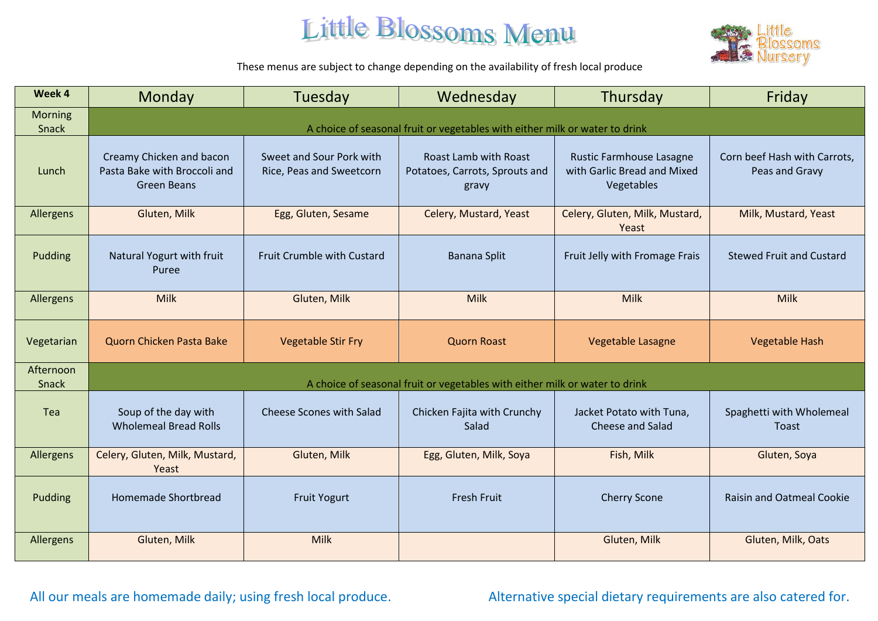# Little Blossoms Menu

These menus are subject to change depending on the availability of fresh local produce

| Week 4 | Monday | Tuesday | Wednesday | Thursday | Friday |
|---|---|---|---|---|---|
| Morning Snack | A choice of seasonal fruit or vegetables with either milk or water to drink | | | | |
| Lunch | Creamy Chicken and bacon Pasta Bake with Broccoli and Green Beans | Sweet and Sour Pork with Rice, Peas and Sweetcorn | Roast Lamb with Roast Potatoes, Carrots, Sprouts and gravy | Rustic Farmhouse Lasagne with Garlic Bread and Mixed Vegetables | Corn beef Hash with Carrots, Peas and Gravy |
| Allergens | Gluten, Milk | Egg, Gluten, Sesame | Celery, Mustard, Yeast | Celery, Gluten, Milk, Mustard, Yeast | Milk, Mustard, Yeast |
| Pudding | Natural Yogurt with fruit Puree | Fruit Crumble with Custard | Banana Split | Fruit Jelly with Fromage Frais | Stewed Fruit and Custard |
| Allergens | Milk | Gluten, Milk | Milk | Milk | Milk |
| Vegetarian | Quorn Chicken Pasta Bake | Vegetable Stir Fry | Quorn Roast | Vegetable Lasagne | Vegetable Hash |
| Afternoon Snack | A choice of seasonal fruit or vegetables with either milk or water to drink | | | | |
| Tea | Soup of the day with Wholemeal Bread Rolls | Cheese Scones with Salad | Chicken Fajita with Crunchy Salad | Jacket Potato with Tuna, Cheese and Salad | Spaghetti with Wholemeal Toast |
| Allergens | Celery, Gluten, Milk, Mustard, Yeast | Gluten, Milk | Egg, Gluten, Milk, Soya | Fish, Milk | Gluten, Soya |
| Pudding | Homemade Shortbread | Fruit Yogurt | Fresh Fruit | Cherry Scone | Raisin and Oatmeal Cookie |
| Allergens | Gluten, Milk | Milk | | Gluten, Milk | Gluten, Milk, Oats |

All our meals are homemade daily; using fresh local produce.

Alternative special dietary requirements are also catered for.